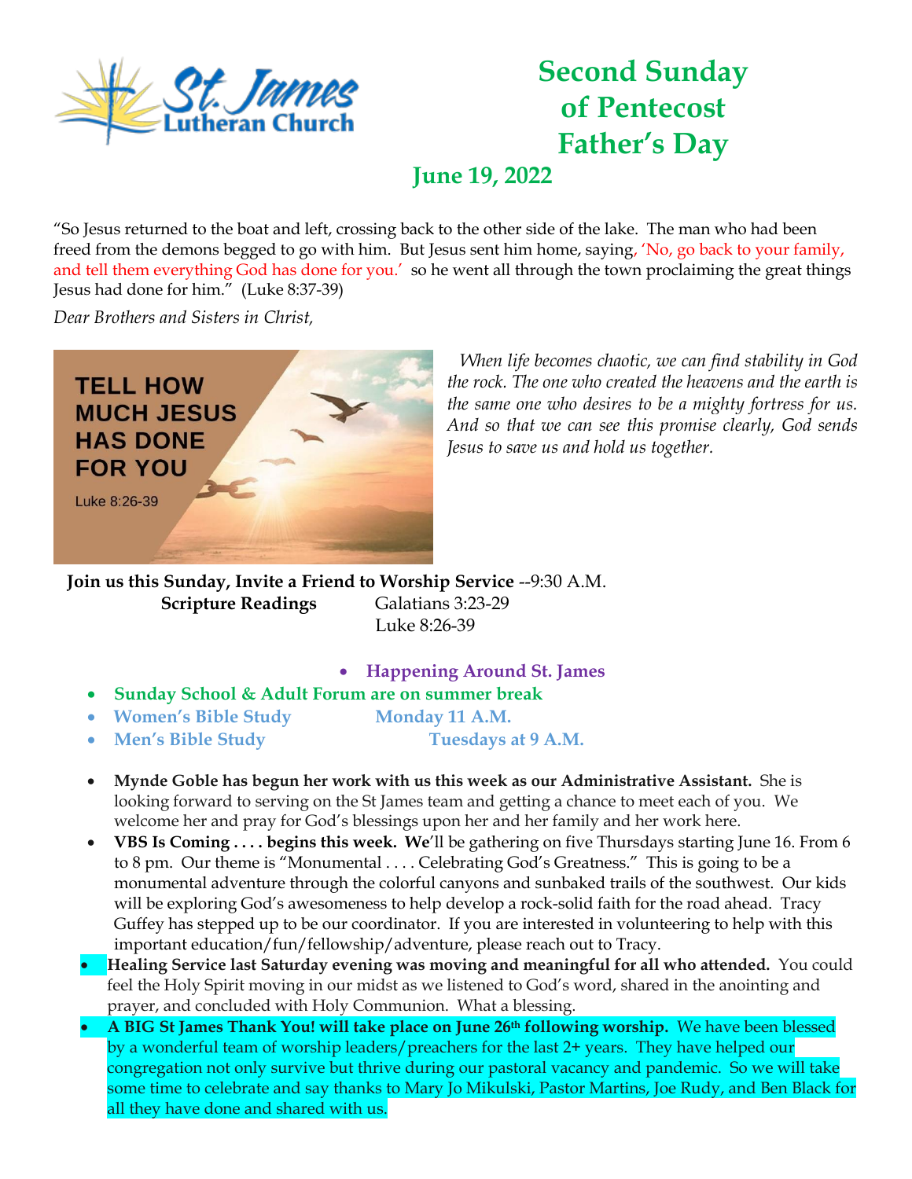St. James Lutheran Church

# Second Sunday of Pentecost Father's Day

## June 19, 2022

"So Jesus returned to the boat and left, crossing back to the other side of the lake. The man who had been freed from the demons begged to go with him. But Jesus sent him home, saying, 'No, go back to your family, and tell them everything God has done for you.' so he went all through the town proclaiming the great things Jesus had done for him." (Luke 8:37-39)

*Dear Brothers and Sisters in Christ,*

TELL HOW MUCH JESUS HAS DONE FOR YOU

Luke 8:26-39

*When life becomes chaotic, we can find stability in God the rock. The one who created the heavens and the earth is the same one who desires to be a mighty fortress for us. And so that we can see this promise clearly, God sends Jesus to save us and hold us together.*

**Join us this Sunday, Invite a Friend to Worship Service** --9:30 A.M.

**Scripture Readings** Galatians 3:23-29
Luke 8:26-39

- **Happening Around St. James**

- **Sunday School & Adult Forum are on summer break**
- **Women's Bible Study** **Monday 11 A.M.**
- **Men's Bible Study** **Tuesdays at 9 A.M.**

- **Mynde Goble has begun her work with us this week as our Administrative Assistant.** She is looking forward to serving on the St James team and getting a chance to meet each of you. We welcome her and pray for God's blessings upon her and her family and her work here.
- **VBS Is Coming . . . . begins this week. We**'ll be gathering on five Thursdays starting June 16. From 6 to 8 pm. Our theme is "Monumental . . . . Celebrating God's Greatness." This is going to be a monumental adventure through the colorful canyons and sunbaked trails of the southwest. Our kids will be exploring God's awesomeness to help develop a rock-solid faith for the road ahead. Tracy Guffey has stepped up to be our coordinator. If you are interested in volunteering to help with this important education/fun/fellowship/adventure, please reach out to Tracy.
- **Healing Service last Saturday evening was moving and meaningful for all who attended.** You could feel the Holy Spirit moving in our midst as we listened to God's word, shared in the anointing and prayer, and concluded with Holy Communion. What a blessing.
- **A BIG St James Thank You! will take place on June 26th following worship.** We have been blessed by a wonderful team of worship leaders/preachers for the last 2+ years. They have helped our congregation not only survive but thrive during our pastoral vacancy and pandemic. So we will take some time to celebrate and say thanks to Mary Jo Mikulski, Pastor Martins, Joe Rudy, and Ben Black for all they have done and shared with us.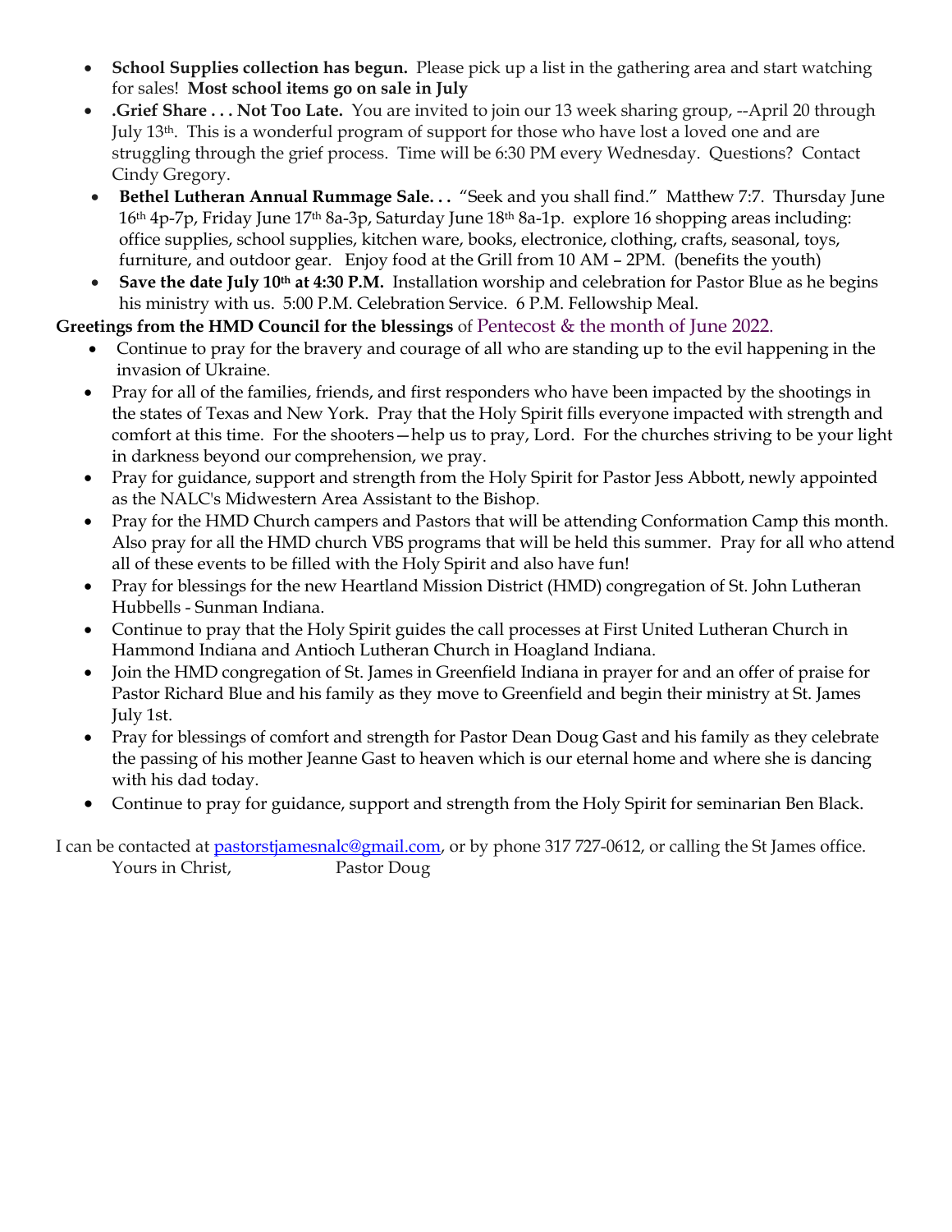- **School Supplies collection has begun.** Please pick up a list in the gathering area and start watching for sales! **Most school items go on sale in July**
- **.Grief Share . . . Not Too Late.** You are invited to join our 13 week sharing group, --April 20 through July 13th. This is a wonderful program of support for those who have lost a loved one and are struggling through the grief process. Time will be 6:30 PM every Wednesday. Questions? Contact Cindy Gregory.
- **Bethel Lutheran Annual Rummage Sale. . .** "Seek and you shall find." Matthew 7:7. Thursday June 16th 4p-7p, Friday June 17th 8a-3p, Saturday June 18th 8a-1p. explore 16 shopping areas including: office supplies, school supplies, kitchen ware, books, electronice, clothing, crafts, seasonal, toys, furniture, and outdoor gear. Enjoy food at the Grill from 10 AM – 2PM. (benefits the youth)
- **Save the date July 10th at 4:30 P.M.** Installation worship and celebration for Pastor Blue as he begins his ministry with us. 5:00 P.M. Celebration Service. 6 P.M. Fellowship Meal.

**Greetings from the HMD Council for the blessings** of Pentecost & the month of June 2022.

- Continue to pray for the bravery and courage of all who are standing up to the evil happening in the invasion of Ukraine.
- Pray for all of the families, friends, and first responders who have been impacted by the shootings in the states of Texas and New York. Pray that the Holy Spirit fills everyone impacted with strength and comfort at this time. For the shooters—help us to pray, Lord. For the churches striving to be your light in darkness beyond our comprehension, we pray.
- Pray for guidance, support and strength from the Holy Spirit for Pastor Jess Abbott, newly appointed as the NALC's Midwestern Area Assistant to the Bishop.
- Pray for the HMD Church campers and Pastors that will be attending Conformation Camp this month. Also pray for all the HMD church VBS programs that will be held this summer. Pray for all who attend all of these events to be filled with the Holy Spirit and also have fun!
- Pray for blessings for the new Heartland Mission District (HMD) congregation of St. John Lutheran Hubbells - Sunman Indiana.
- Continue to pray that the Holy Spirit guides the call processes at First United Lutheran Church in Hammond Indiana and Antioch Lutheran Church in Hoagland Indiana.
- Join the HMD congregation of St. James in Greenfield Indiana in prayer for and an offer of praise for Pastor Richard Blue and his family as they move to Greenfield and begin their ministry at St. James July 1st.
- Pray for blessings of comfort and strength for Pastor Dean Doug Gast and his family as they celebrate the passing of his mother Jeanne Gast to heaven which is our eternal home and where she is dancing with his dad today.
- Continue to pray for guidance, support and strength from the Holy Spirit for seminarian Ben Black.

I can be contacted at pastorstjamesnalc@gmail.com, or by phone 317 727-0612, or calling the St James office.

Yours in Christ, Pastor Doug